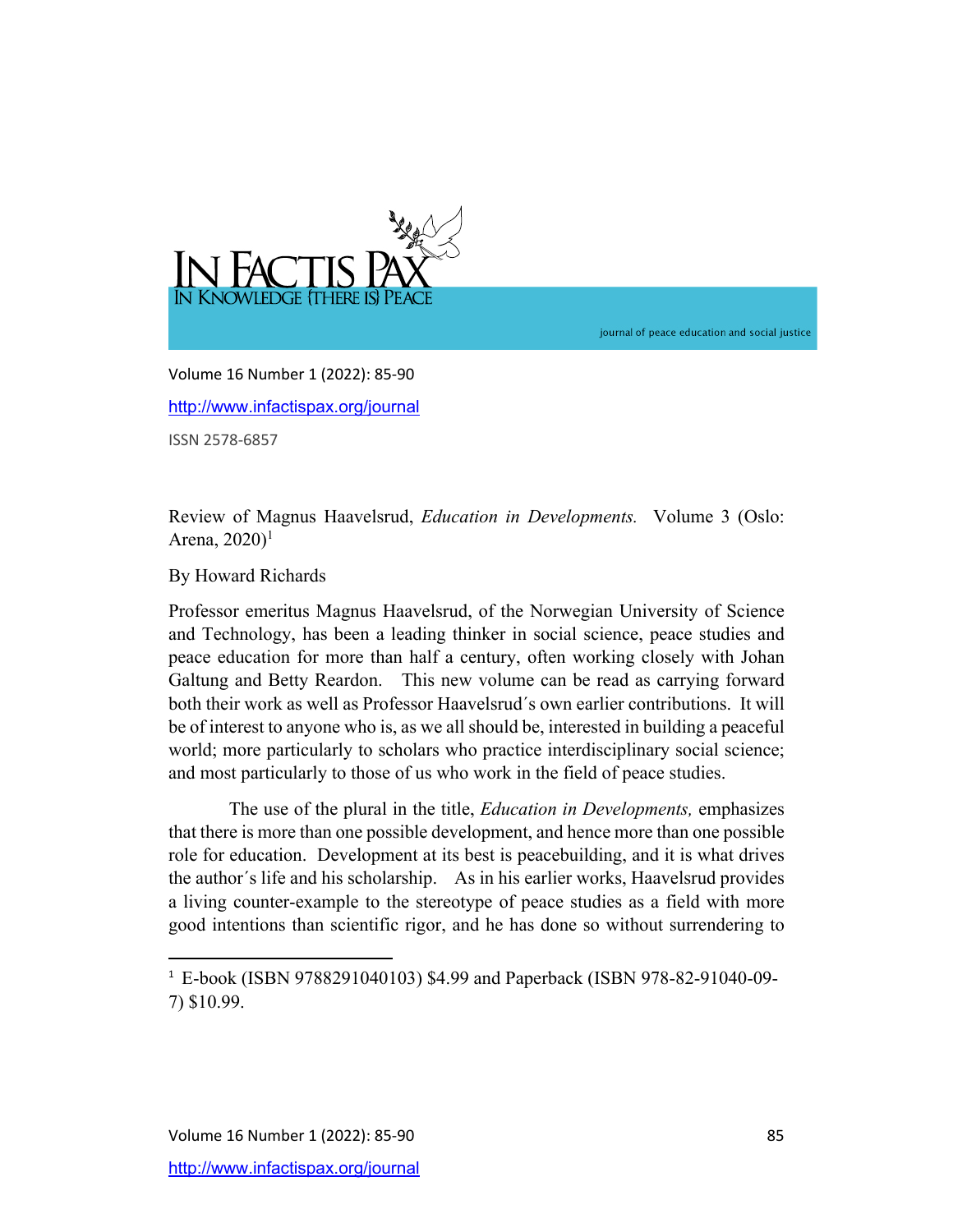Review of Magnus Haavelsrud, *Education in Developments.* Volume 3 (Oslo: Arena, 2020)[1]

By Howard Richards

Professor emeritus Magnus Haavelsrud, of the Norwegian University of Science and Technology, has been a leading thinker in social science, peace studies and peace education for more than half a century, often working closely with Johan Galtung and Betty Reardon. This new volume can be read as carrying forward both their work as well as Professor Haavelsrud´s own earlier contributions. It will be of interest to anyone who is, as we all should be, interested in building a peaceful world; more particularly to scholars who practice interdisciplinary social science; and most particularly to those of us who work in the field of peace studies.

The use of the plural in the title, *Education in Developments,* emphasizes that there is more than one possible development, and hence more than one possible role for education. Development at its best is peacebuilding, and it is what drives the author´s life and his scholarship. As in his earlier works, Haavelsrud provides a living counter-example to the stereotype of peace studies as a field with more good intentions than scientific rigor, and he has done so without surrendering to

[1] E-book (ISBN 9788291040103) $4.99 and Paperback (ISBN 978-82-91040-09-7) $10.99.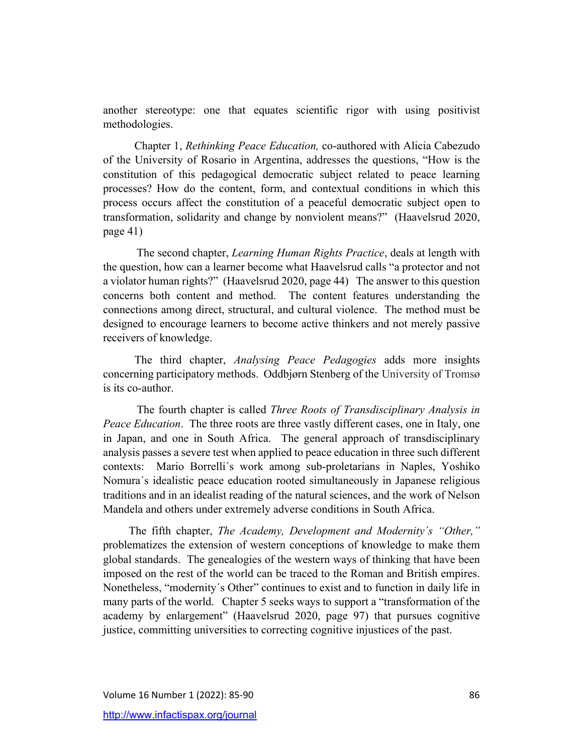another stereotype: one that equates scientific rigor with using positivist methodologies.

Chapter 1, *Rethinking Peace Education,* co-authored with Alicia Cabezudo of the University of Rosario in Argentina, addresses the questions, "How is the constitution of this pedagogical democratic subject related to peace learning processes? How do the content, form, and contextual conditions in which this process occurs affect the constitution of a peaceful democratic subject open to transformation, solidarity and change by nonviolent means?" (Haavelsrud 2020, page 41)

The second chapter, *Learning Human Rights Practice*, deals at length with the question, how can a learner become what Haavelsrud calls "a protector and not a violator human rights?" (Haavelsrud 2020, page 44) The answer to this question concerns both content and method. The content features understanding the connections among direct, structural, and cultural violence. The method must be designed to encourage learners to become active thinkers and not merely passive receivers of knowledge.

The third chapter, *Analysing Peace Pedagogies* adds more insights concerning participatory methods. Oddbjørn Stenberg of the University of Tromsø is its co-author.

The fourth chapter is called *Three Roots of Transdisciplinary Analysis in Peace Education*. The three roots are three vastly different cases, one in Italy, one in Japan, and one in South Africa. The general approach of transdisciplinary analysis passes a severe test when applied to peace education in three such different contexts: Mario Borrelli´s work among sub-proletarians in Naples, Yoshiko Nomura´s idealistic peace education rooted simultaneously in Japanese religious traditions and in an idealist reading of the natural sciences, and the work of Nelson Mandela and others under extremely adverse conditions in South Africa.

The fifth chapter, *The Academy, Development and Modernity´s "Other,"* problematizes the extension of western conceptions of knowledge to make them global standards. The genealogies of the western ways of thinking that have been imposed on the rest of the world can be traced to the Roman and British empires. Nonetheless, "modernity´s Other" continues to exist and to function in daily life in many parts of the world. Chapter 5 seeks ways to support a "transformation of the academy by enlargement" (Haavelsrud 2020, page 97) that pursues cognitive justice, committing universities to correcting cognitive injustices of the past.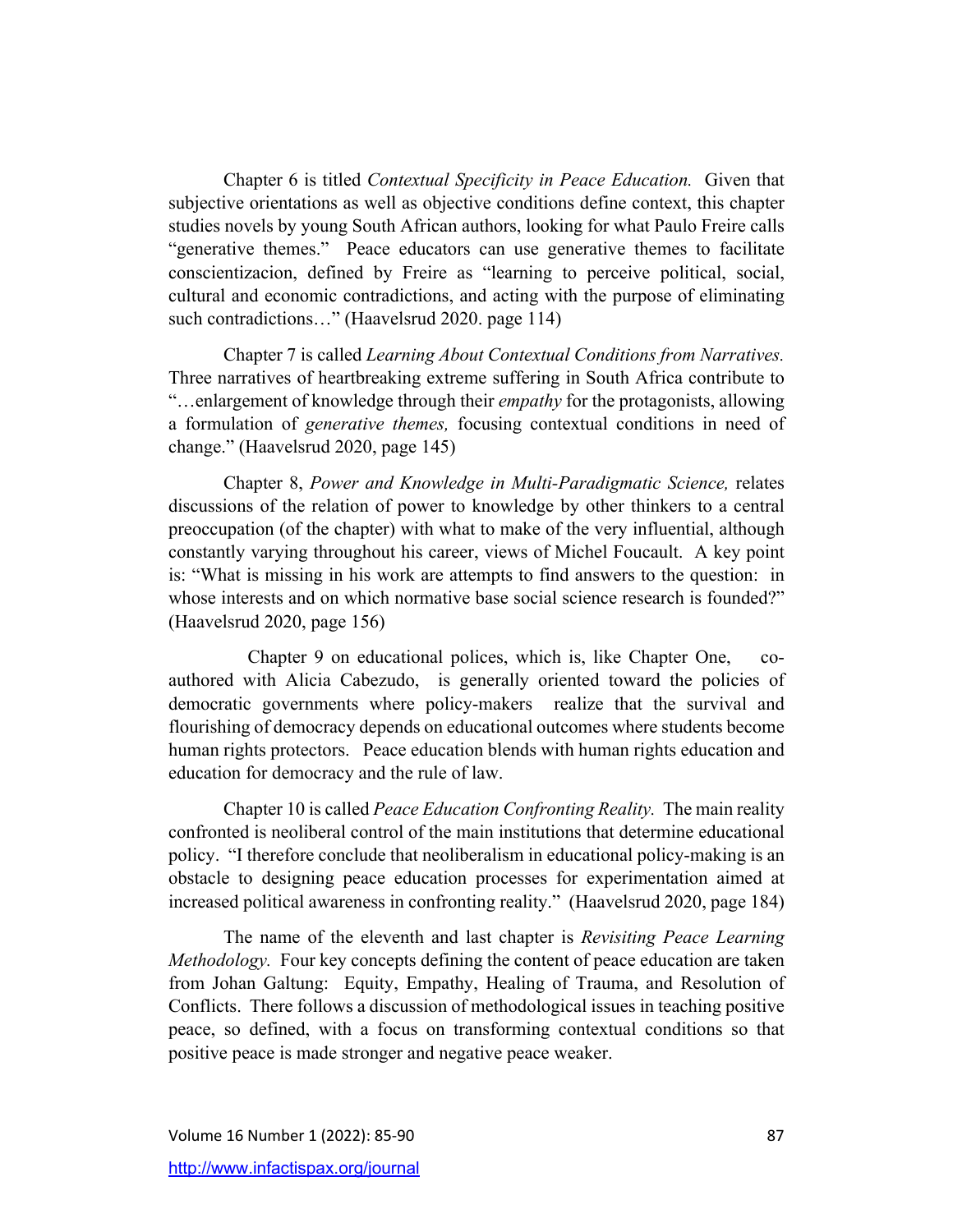Chapter 6 is titled *Contextual Specificity in Peace Education.* Given that subjective orientations as well as objective conditions define context, this chapter studies novels by young South African authors, looking for what Paulo Freire calls "generative themes." Peace educators can use generative themes to facilitate conscientizacion, defined by Freire as "learning to perceive political, social, cultural and economic contradictions, and acting with the purpose of eliminating such contradictions…" (Haavelsrud 2020. page 114)

Chapter 7 is called *Learning About Contextual Conditions from Narratives.* Three narratives of heartbreaking extreme suffering in South Africa contribute to "…enlargement of knowledge through their *empathy* for the protagonists, allowing a formulation of *generative themes,* focusing contextual conditions in need of change." (Haavelsrud 2020, page 145)

Chapter 8, *Power and Knowledge in Multi-Paradigmatic Science,* relates discussions of the relation of power to knowledge by other thinkers to a central preoccupation (of the chapter) with what to make of the very influential, although constantly varying throughout his career, views of Michel Foucault. A key point is: "What is missing in his work are attempts to find answers to the question: in whose interests and on which normative base social science research is founded?" (Haavelsrud 2020, page 156)

Chapter 9 on educational polices, which is, like Chapter One, co-authored with Alicia Cabezudo, is generally oriented toward the policies of democratic governments where policy-makers realize that the survival and flourishing of democracy depends on educational outcomes where students become human rights protectors. Peace education blends with human rights education and education for democracy and the rule of law.

Chapter 10 is called *Peace Education Confronting Reality.* The main reality confronted is neoliberal control of the main institutions that determine educational policy. "I therefore conclude that neoliberalism in educational policy-making is an obstacle to designing peace education processes for experimentation aimed at increased political awareness in confronting reality." (Haavelsrud 2020, page 184)

The name of the eleventh and last chapter is *Revisiting Peace Learning Methodology.* Four key concepts defining the content of peace education are taken from Johan Galtung: Equity, Empathy, Healing of Trauma, and Resolution of Conflicts. There follows a discussion of methodological issues in teaching positive peace, so defined, with a focus on transforming contextual conditions so that positive peace is made stronger and negative peace weaker.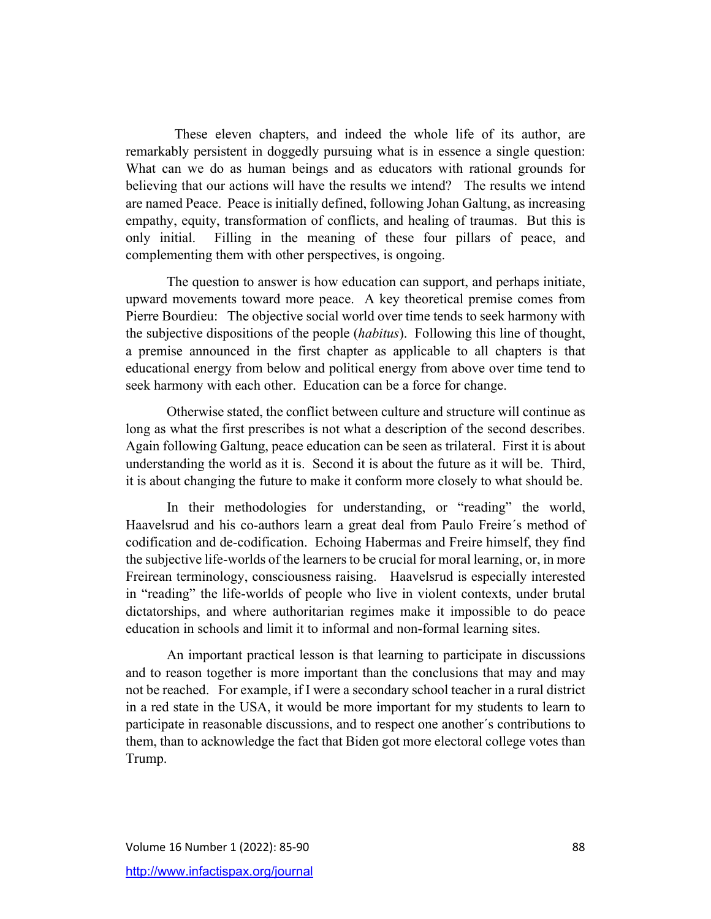These eleven chapters, and indeed the whole life of its author, are remarkably persistent in doggedly pursuing what is in essence a single question: What can we do as human beings and as educators with rational grounds for believing that our actions will have the results we intend? The results we intend are named Peace. Peace is initially defined, following Johan Galtung, as increasing empathy, equity, transformation of conflicts, and healing of traumas. But this is only initial. Filling in the meaning of these four pillars of peace, and complementing them with other perspectives, is ongoing.

The question to answer is how education can support, and perhaps initiate, upward movements toward more peace. A key theoretical premise comes from Pierre Bourdieu: The objective social world over time tends to seek harmony with the subjective dispositions of the people (*habitus*). Following this line of thought, a premise announced in the first chapter as applicable to all chapters is that educational energy from below and political energy from above over time tend to seek harmony with each other. Education can be a force for change.

Otherwise stated, the conflict between culture and structure will continue as long as what the first prescribes is not what a description of the second describes. Again following Galtung, peace education can be seen as trilateral. First it is about understanding the world as it is. Second it is about the future as it will be. Third, it is about changing the future to make it conform more closely to what should be.

In their methodologies for understanding, or "reading" the world, Haavelsrud and his co-authors learn a great deal from Paulo Freire´s method of codification and de-codification. Echoing Habermas and Freire himself, they find the subjective life-worlds of the learners to be crucial for moral learning, or, in more Freirean terminology, consciousness raising. Haavelsrud is especially interested in "reading" the life-worlds of people who live in violent contexts, under brutal dictatorships, and where authoritarian regimes make it impossible to do peace education in schools and limit it to informal and non-formal learning sites.

An important practical lesson is that learning to participate in discussions and to reason together is more important than the conclusions that may and may not be reached. For example, if I were a secondary school teacher in a rural district in a red state in the USA, it would be more important for my students to learn to participate in reasonable discussions, and to respect one another´s contributions to them, than to acknowledge the fact that Biden got more electoral college votes than Trump.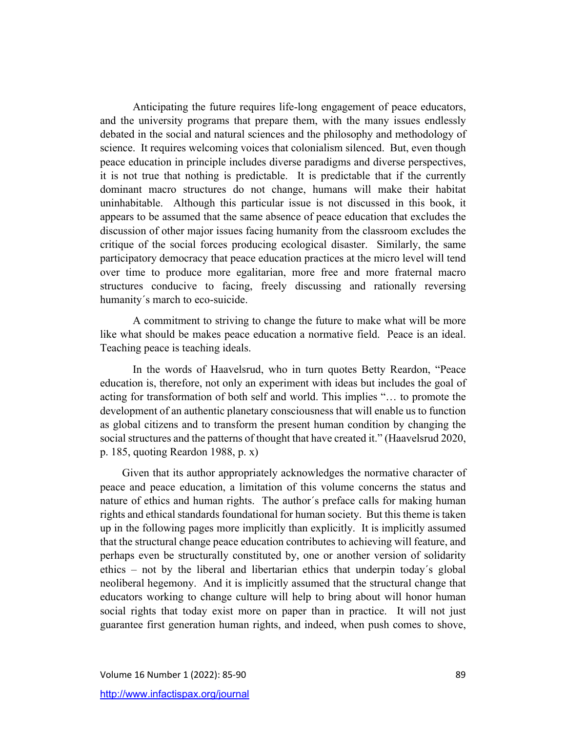Anticipating the future requires life-long engagement of peace educators, and the university programs that prepare them, with the many issues endlessly debated in the social and natural sciences and the philosophy and methodology of science. It requires welcoming voices that colonialism silenced. But, even though peace education in principle includes diverse paradigms and diverse perspectives, it is not true that nothing is predictable. It is predictable that if the currently dominant macro structures do not change, humans will make their habitat uninhabitable. Although this particular issue is not discussed in this book, it appears to be assumed that the same absence of peace education that excludes the discussion of other major issues facing humanity from the classroom excludes the critique of the social forces producing ecological disaster. Similarly, the same participatory democracy that peace education practices at the micro level will tend over time to produce more egalitarian, more free and more fraternal macro structures conducive to facing, freely discussing and rationally reversing humanity´s march to eco-suicide.

A commitment to striving to change the future to make what will be more like what should be makes peace education a normative field. Peace is an ideal. Teaching peace is teaching ideals.

In the words of Haavelsrud, who in turn quotes Betty Reardon, "Peace education is, therefore, not only an experiment with ideas but includes the goal of acting for transformation of both self and world. This implies "… to promote the development of an authentic planetary consciousness that will enable us to function as global citizens and to transform the present human condition by changing the social structures and the patterns of thought that have created it." (Haavelsrud 2020, p. 185, quoting Reardon 1988, p. x)

Given that its author appropriately acknowledges the normative character of peace and peace education, a limitation of this volume concerns the status and nature of ethics and human rights. The author´s preface calls for making human rights and ethical standards foundational for human society. But this theme is taken up in the following pages more implicitly than explicitly. It is implicitly assumed that the structural change peace education contributes to achieving will feature, and perhaps even be structurally constituted by, one or another version of solidarity ethics – not by the liberal and libertarian ethics that underpin today´s global neoliberal hegemony. And it is implicitly assumed that the structural change that educators working to change culture will help to bring about will honor human social rights that today exist more on paper than in practice. It will not just guarantee first generation human rights, and indeed, when push comes to shove,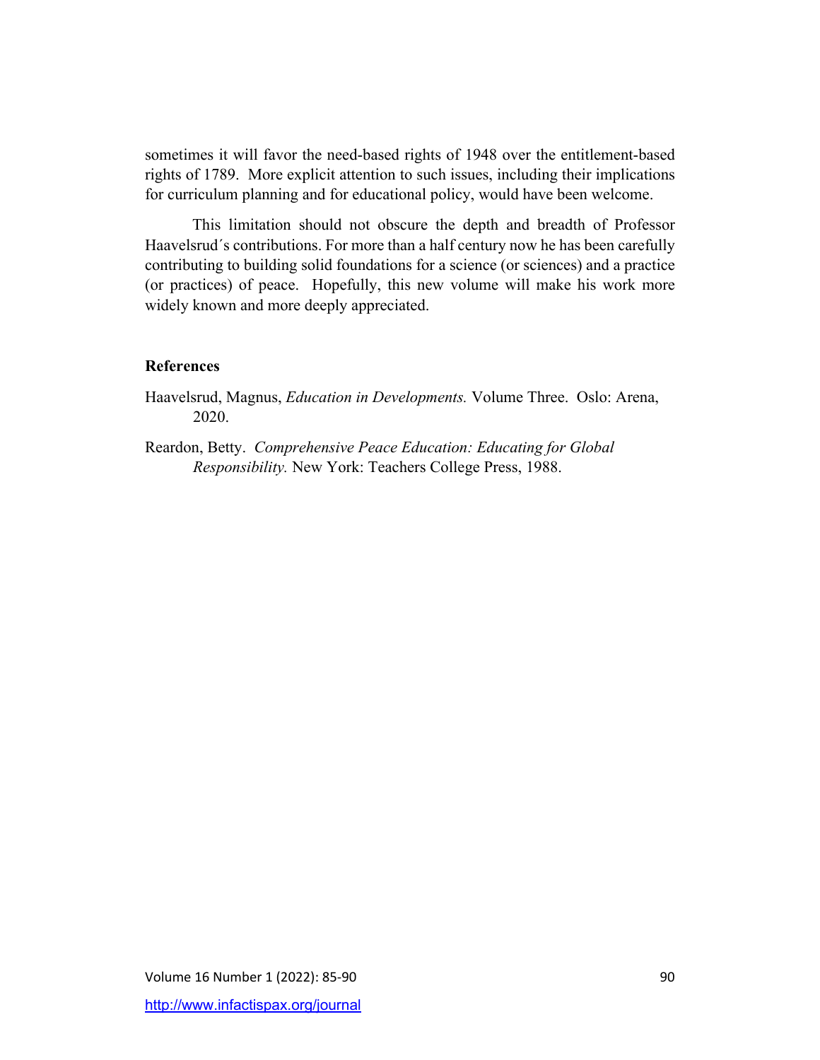sometimes it will favor the need-based rights of 1948 over the entitlement-based rights of 1789. More explicit attention to such issues, including their implications for curriculum planning and for educational policy, would have been welcome.

This limitation should not obscure the depth and breadth of Professor Haavelsrud´s contributions. For more than a half century now he has been carefully contributing to building solid foundations for a science (or sciences) and a practice (or practices) of peace. Hopefully, this new volume will make his work more widely known and more deeply appreciated.

**References**

Haavelsrud, Magnus, *Education in Developments.* Volume Three. Oslo: Arena, 2020.

Reardon, Betty. *Comprehensive Peace Education: Educating for Global Responsibility.* New York: Teachers College Press, 1988.